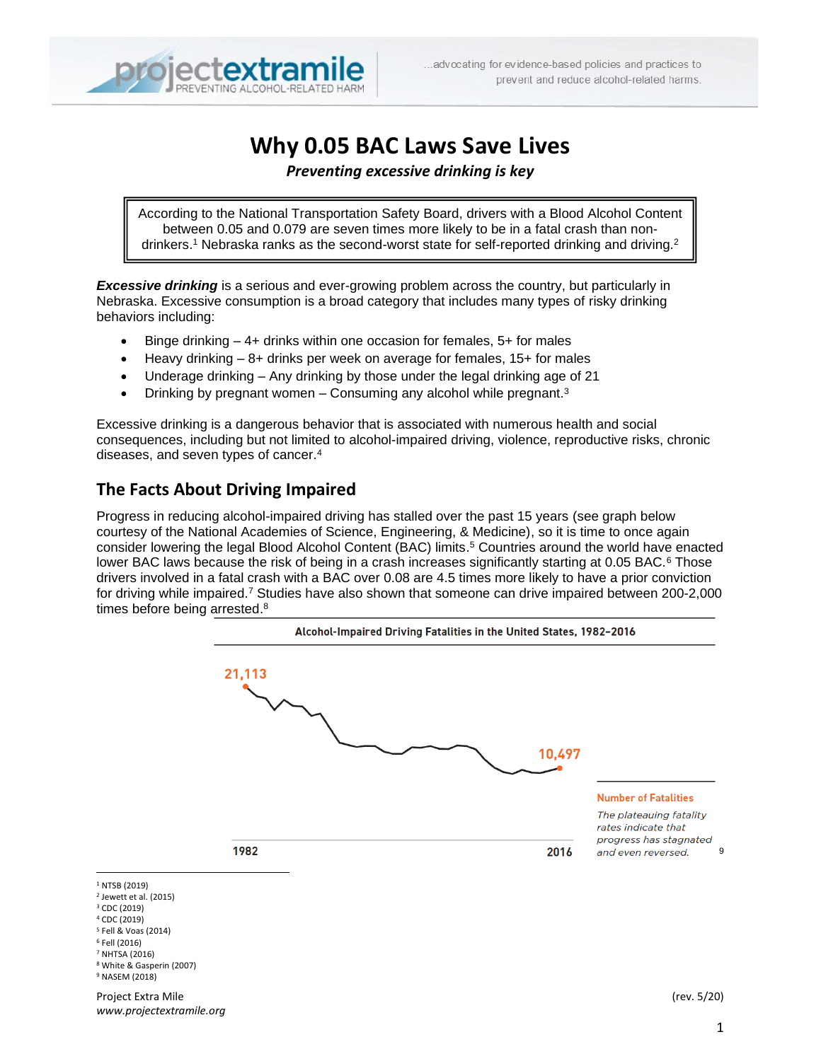projectextramile PREVENTING ALCOHOL-RELATED HARM

...advocating for evidence-based policies and practices to prevent and reduce alcohol-related harms.

# Why 0.05 BAC Laws Save Lives

***Preventing excessive drinking is key***

> According to the National Transportation Safety Board, drivers with a Blood Alcohol Content between 0.05 and 0.079 are seven times more likely to be in a fatal crash than non-drinkers.[1] Nebraska ranks as the second-worst state for self-reported drinking and driving.[2]

***Excessive drinking*** is a serious and ever-growing problem across the country, but particularly in Nebraska. Excessive consumption is a broad category that includes many types of risky drinking behaviors including:

- Binge drinking – 4+ drinks within one occasion for females, 5+ for males
- Heavy drinking – 8+ drinks per week on average for females, 15+ for males
- Underage drinking – Any drinking by those under the legal drinking age of 21
- Drinking by pregnant women – Consuming any alcohol while pregnant.[3]

Excessive drinking is a dangerous behavior that is associated with numerous health and social consequences, including but not limited to alcohol-impaired driving, violence, reproductive risks, chronic diseases, and seven types of cancer.[4]

## The Facts About Driving Impaired

Progress in reducing alcohol-impaired driving has stalled over the past 15 years (see graph below courtesy of the National Academies of Science, Engineering, & Medicine), so it is time to once again consider lowering the legal Blood Alcohol Content (BAC) limits.[5] Countries around the world have enacted lower BAC laws because the risk of being in a crash increases significantly starting at 0.05 BAC.[6] Those drivers involved in a fatal crash with a BAC over 0.08 are 4.5 times more likely to have a prior conviction for driving while impaired.[7] Studies have also shown that someone can drive impaired between 200-2,000 times before being arrested.[8]

**Alcohol-Impaired Driving Fatalities in the United States, 1982-2016**

21,113 (1982) — 10,497 (2016)

**Number of Fatalities**

*The plateauing fatality rates indicate that progress has stagnated and even reversed.*[9]

[1] NTSB (2019)
[2] Jewett et al. (2015)
[3] CDC (2019)
[4] CDC (2019)
[5] Fell & Voas (2014)
[6] Fell (2016)
[7] NHTSA (2016)
[8] White & Gasperin (2007)
[9] NASEM (2018)

Project Extra Mile
*www.projectextramile.org*

(rev. 5/20)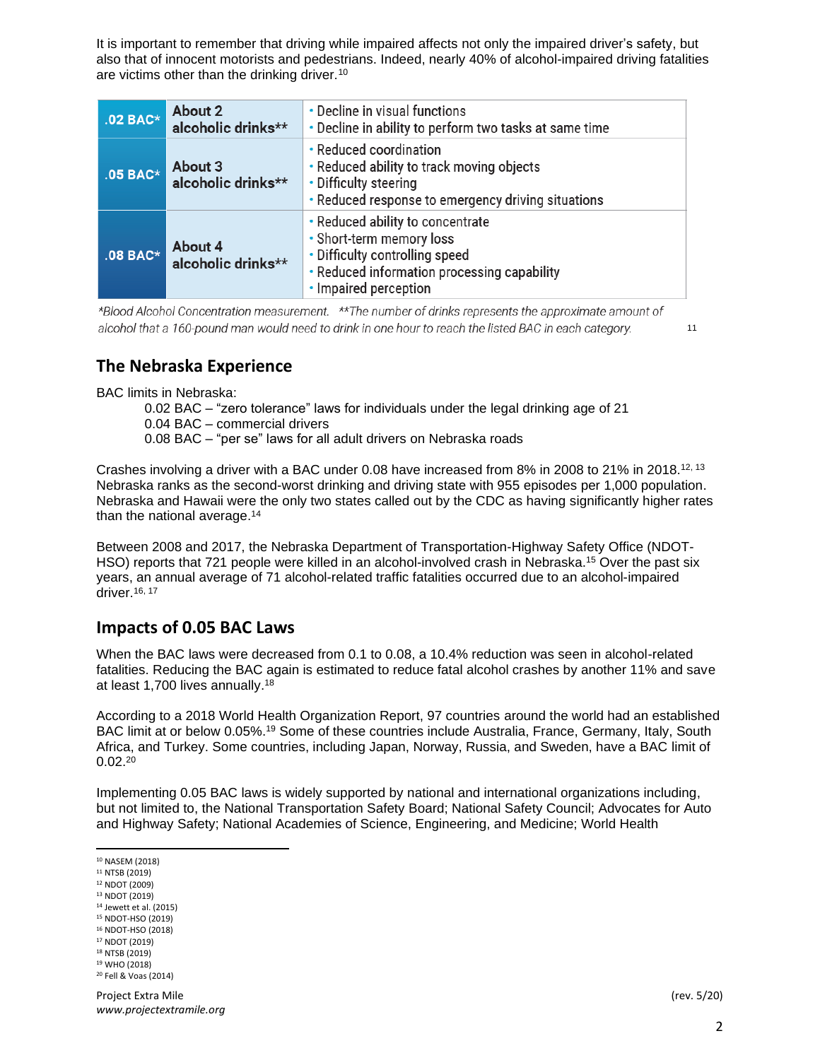It is important to remember that driving while impaired affects not only the impaired driver's safety, but also that of innocent motorists and pedestrians. Indeed, nearly 40% of alcohol-impaired driving fatalities are victims other than the drinking driver.[10]

| .02 BAC* | About 2 alcoholic drinks** | • Decline in visual functions<br>• Decline in ability to perform two tasks at same time |
|---|---|---|
| .05 BAC* | About 3 alcoholic drinks** | • Reduced coordination<br>• Reduced ability to track moving objects<br>• Difficulty steering<br>• Reduced response to emergency driving situations |
| .08 BAC* | About 4 alcoholic drinks** | • Reduced ability to concentrate<br>• Short-term memory loss<br>• Difficulty controlling speed<br>• Reduced information processing capability<br>• Impaired perception |

*\*Blood Alcohol Concentration measurement. \*\*The number of drinks represents the approximate amount of alcohol that a 160-pound man would need to drink in one hour to reach the listed BAC in each category.* [11]

## The Nebraska Experience

BAC limits in Nebraska:

- 0.02 BAC – "zero tolerance" laws for individuals under the legal drinking age of 21
- 0.04 BAC – commercial drivers
- 0.08 BAC – "per se" laws for all adult drivers on Nebraska roads

Crashes involving a driver with a BAC under 0.08 have increased from 8% in 2008 to 21% in 2018.[12, 13] Nebraska ranks as the second-worst drinking and driving state with 955 episodes per 1,000 population. Nebraska and Hawaii were the only two states called out by the CDC as having significantly higher rates than the national average.[14]

Between 2008 and 2017, the Nebraska Department of Transportation-Highway Safety Office (NDOT-HSO) reports that 721 people were killed in an alcohol-involved crash in Nebraska.[15] Over the past six years, an annual average of 71 alcohol-related traffic fatalities occurred due to an alcohol-impaired driver.[16, 17]

## Impacts of 0.05 BAC Laws

When the BAC laws were decreased from 0.1 to 0.08, a 10.4% reduction was seen in alcohol-related fatalities. Reducing the BAC again is estimated to reduce fatal alcohol crashes by another 11% and save at least 1,700 lives annually.[18]

According to a 2018 World Health Organization Report, 97 countries around the world had an established BAC limit at or below 0.05%.[19] Some of these countries include Australia, France, Germany, Italy, South Africa, and Turkey. Some countries, including Japan, Norway, Russia, and Sweden, have a BAC limit of 0.02.[20]

Implementing 0.05 BAC laws is widely supported by national and international organizations including, but not limited to, the National Transportation Safety Board; National Safety Council; Advocates for Auto and Highway Safety; National Academies of Science, Engineering, and Medicine; World Health

---

[10] NASEM (2018)
[11] NTSB (2019)
[12] NDOT (2009)
[13] NDOT (2019)
[14] Jewett et al. (2015)
[15] NDOT-HSO (2019)
[16] NDOT-HSO (2018)
[17] NDOT (2019)
[18] NTSB (2019)
[19] WHO (2018)
[20] Fell & Voas (2014)

Project Extra Mile
*www.projectextramile.org* (rev. 5/20)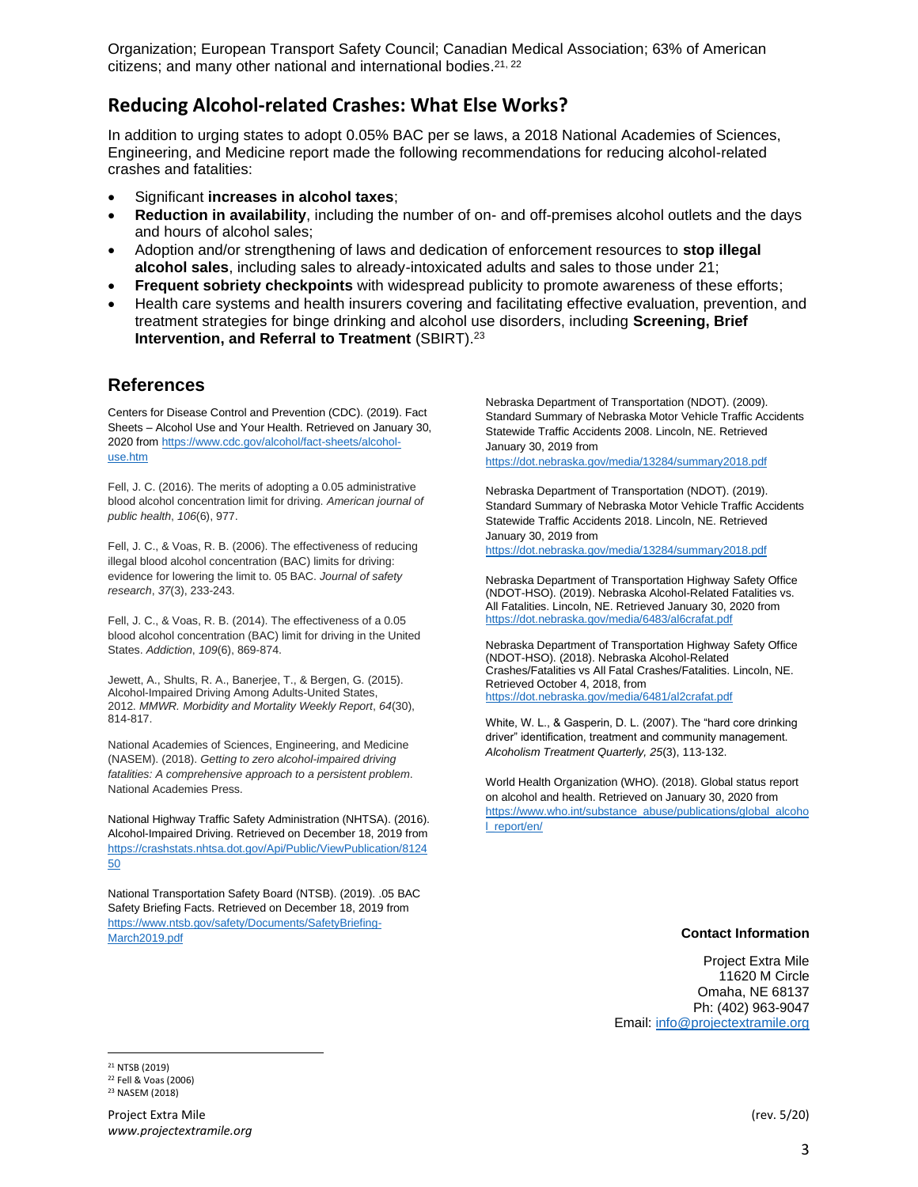Organization; European Transport Safety Council; Canadian Medical Association; 63% of American citizens; and many other national and international bodies.[21, 22]

## Reducing Alcohol-related Crashes: What Else Works?

In addition to urging states to adopt 0.05% BAC per se laws, a 2018 National Academies of Sciences, Engineering, and Medicine report made the following recommendations for reducing alcohol-related crashes and fatalities:

- Significant **increases in alcohol taxes**;
- **Reduction in availability**, including the number of on- and off-premises alcohol outlets and the days and hours of alcohol sales;
- Adoption and/or strengthening of laws and dedication of enforcement resources to **stop illegal alcohol sales**, including sales to already-intoxicated adults and sales to those under 21;
- **Frequent sobriety checkpoints** with widespread publicity to promote awareness of these efforts;
- Health care systems and health insurers covering and facilitating effective evaluation, prevention, and treatment strategies for binge drinking and alcohol use disorders, including **Screening, Brief Intervention, and Referral to Treatment** (SBIRT).[23]

## References

Centers for Disease Control and Prevention (CDC). (2019). Fact Sheets – Alcohol Use and Your Health. Retrieved on January 30, 2020 from https://www.cdc.gov/alcohol/fact-sheets/alcohol-use.htm

Fell, J. C. (2016). The merits of adopting a 0.05 administrative blood alcohol concentration limit for driving. *American journal of public health*, *106*(6), 977.

Fell, J. C., & Voas, R. B. (2006). The effectiveness of reducing illegal blood alcohol concentration (BAC) limits for driving: evidence for lowering the limit to. 05 BAC. *Journal of safety research*, *37*(3), 233-243.

Fell, J. C., & Voas, R. B. (2014). The effectiveness of a 0.05 blood alcohol concentration (BAC) limit for driving in the United States. *Addiction*, *109*(6), 869-874.

Jewett, A., Shults, R. A., Banerjee, T., & Bergen, G. (2015). Alcohol-Impaired Driving Among Adults-United States, 2012. *MMWR. Morbidity and Mortality Weekly Report*, *64*(30), 814-817.

National Academies of Sciences, Engineering, and Medicine (NASEM). (2018). *Getting to zero alcohol-impaired driving fatalities: A comprehensive approach to a persistent problem*. National Academies Press.

National Highway Traffic Safety Administration (NHTSA). (2016). Alcohol-Impaired Driving. Retrieved on December 18, 2019 from https://crashstats.nhtsa.dot.gov/Api/Public/ViewPublication/812450

National Transportation Safety Board (NTSB). (2019). .05 BAC Safety Briefing Facts. Retrieved on December 18, 2019 from https://www.ntsb.gov/safety/Documents/SafetyBriefing-March2019.pdf

Nebraska Department of Transportation (NDOT). (2009). Standard Summary of Nebraska Motor Vehicle Traffic Accidents Statewide Traffic Accidents 2008. Lincoln, NE. Retrieved January 30, 2019 from https://dot.nebraska.gov/media/13284/summary2018.pdf

Nebraska Department of Transportation (NDOT). (2019). Standard Summary of Nebraska Motor Vehicle Traffic Accidents Statewide Traffic Accidents 2018. Lincoln, NE. Retrieved January 30, 2019 from https://dot.nebraska.gov/media/13284/summary2018.pdf

Nebraska Department of Transportation Highway Safety Office (NDOT-HSO). (2019). Nebraska Alcohol-Related Fatalities vs. All Fatalities. Lincoln, NE. Retrieved January 30, 2020 from https://dot.nebraska.gov/media/6483/al6crafat.pdf

Nebraska Department of Transportation Highway Safety Office (NDOT-HSO). (2018). Nebraska Alcohol-Related Crashes/Fatalities vs All Fatal Crashes/Fatalities. Lincoln, NE. Retrieved October 4, 2018, from https://dot.nebraska.gov/media/6481/al2crafat.pdf

White, W. L., & Gasperin, D. L. (2007). The "hard core drinking driver" identification, treatment and community management. *Alcoholism Treatment Quarterly, 25*(3), 113-132.

World Health Organization (WHO). (2018). Global status report on alcohol and health. Retrieved on January 30, 2020 from https://www.who.int/substance_abuse/publications/global_alcohol_report/en/

**Contact Information**

Project Extra Mile
11620 M Circle
Omaha, NE 68137
Ph: (402) 963-9047
Email: info@projectextramile.org

[21] NTSB (2019)
[22] Fell & Voas (2006)
[23] NASEM (2018)

Project Extra Mile
*www.projectextramile.org*

(rev. 5/20)